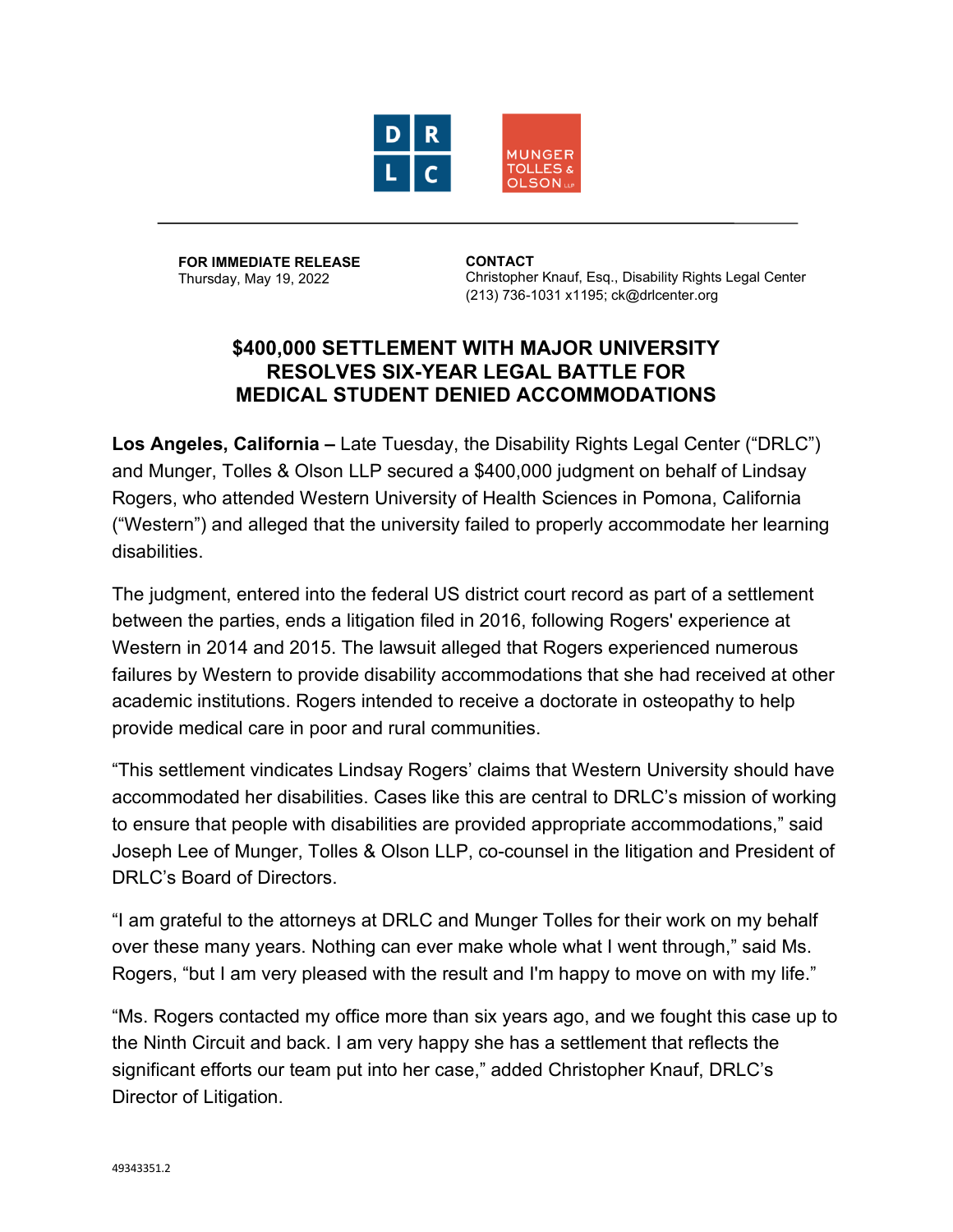DRLC

MUNGER TOLLES & OLSON LLP

**FOR IMMEDIATE RELEASE**
Thursday, May 19, 2022

**CONTACT**
Christopher Knauf, Esq., Disability Rights Legal Center
(213) 736-1031 x1195; ck@drlcenter.org

# $400,000 SETTLEMENT WITH MAJOR UNIVERSITY RESOLVES SIX-YEAR LEGAL BATTLE FOR MEDICAL STUDENT DENIED ACCOMMODATIONS

**Los Angeles, California –** Late Tuesday, the Disability Rights Legal Center ("DRLC") and Munger, Tolles & Olson LLP secured a $400,000 judgment on behalf of Lindsay Rogers, who attended Western University of Health Sciences in Pomona, California ("Western") and alleged that the university failed to properly accommodate her learning disabilities.

The judgment, entered into the federal US district court record as part of a settlement between the parties, ends a litigation filed in 2016, following Rogers' experience at Western in 2014 and 2015. The lawsuit alleged that Rogers experienced numerous failures by Western to provide disability accommodations that she had received at other academic institutions. Rogers intended to receive a doctorate in osteopathy to help provide medical care in poor and rural communities.

"This settlement vindicates Lindsay Rogers' claims that Western University should have accommodated her disabilities. Cases like this are central to DRLC's mission of working to ensure that people with disabilities are provided appropriate accommodations," said Joseph Lee of Munger, Tolles & Olson LLP, co-counsel in the litigation and President of DRLC's Board of Directors.

"I am grateful to the attorneys at DRLC and Munger Tolles for their work on my behalf over these many years. Nothing can ever make whole what I went through," said Ms. Rogers, "but I am very pleased with the result and I'm happy to move on with my life."

"Ms. Rogers contacted my office more than six years ago, and we fought this case up to the Ninth Circuit and back. I am very happy she has a settlement that reflects the significant efforts our team put into her case," added Christopher Knauf, DRLC's Director of Litigation.

49343351.2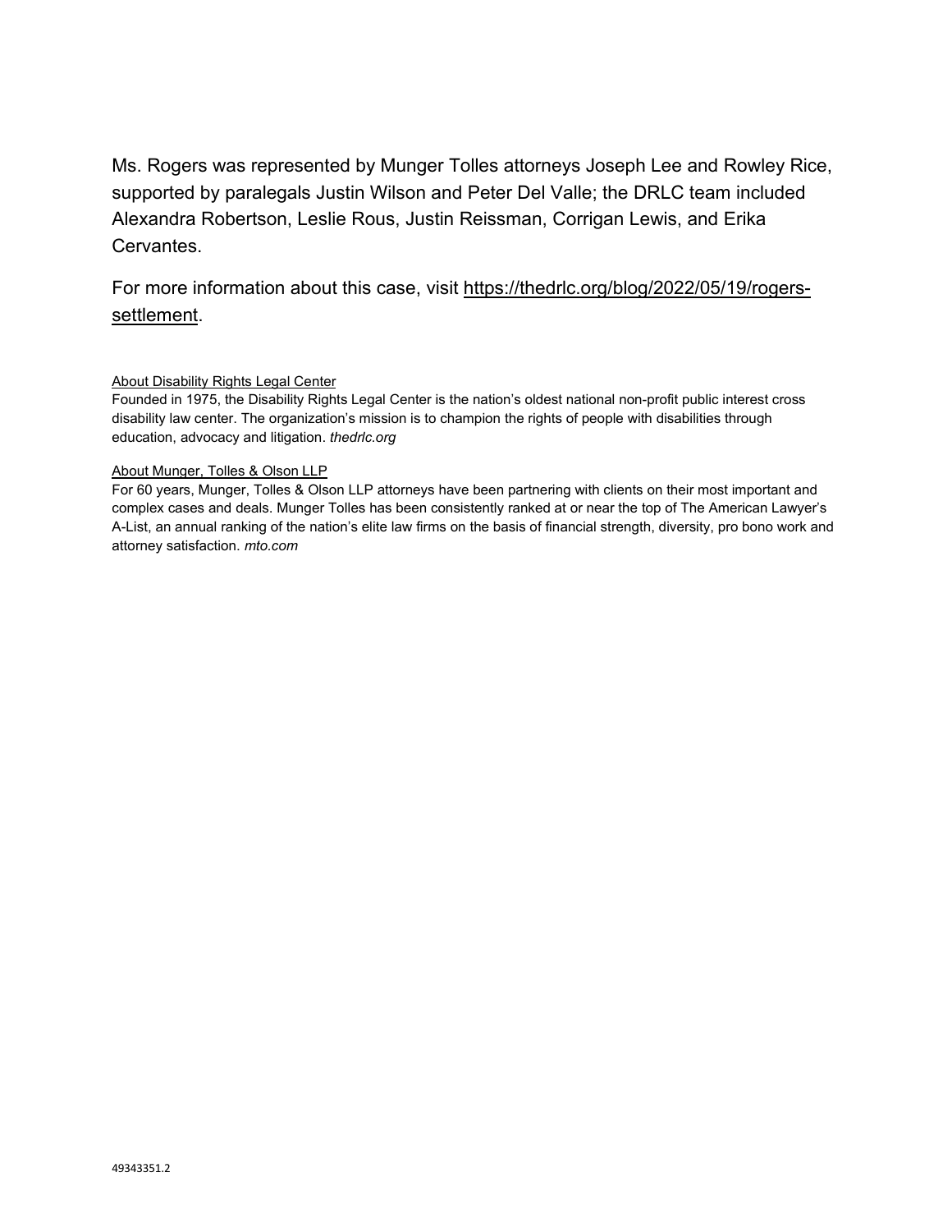Ms. Rogers was represented by Munger Tolles attorneys Joseph Lee and Rowley Rice, supported by paralegals Justin Wilson and Peter Del Valle; the DRLC team included Alexandra Robertson, Leslie Rous, Justin Reissman, Corrigan Lewis, and Erika Cervantes.

For more information about this case, visit https://thedrlc.org/blog/2022/05/19/rogers-settlement.

About Disability Rights Legal Center

Founded in 1975, the Disability Rights Legal Center is the nation's oldest national non-profit public interest cross disability law center. The organization's mission is to champion the rights of people with disabilities through education, advocacy and litigation. *thedrlc.org*

About Munger, Tolles & Olson LLP

For 60 years, Munger, Tolles & Olson LLP attorneys have been partnering with clients on their most important and complex cases and deals. Munger Tolles has been consistently ranked at or near the top of The American Lawyer's A-List, an annual ranking of the nation's elite law firms on the basis of financial strength, diversity, pro bono work and attorney satisfaction. *mto.com*

49343351.2